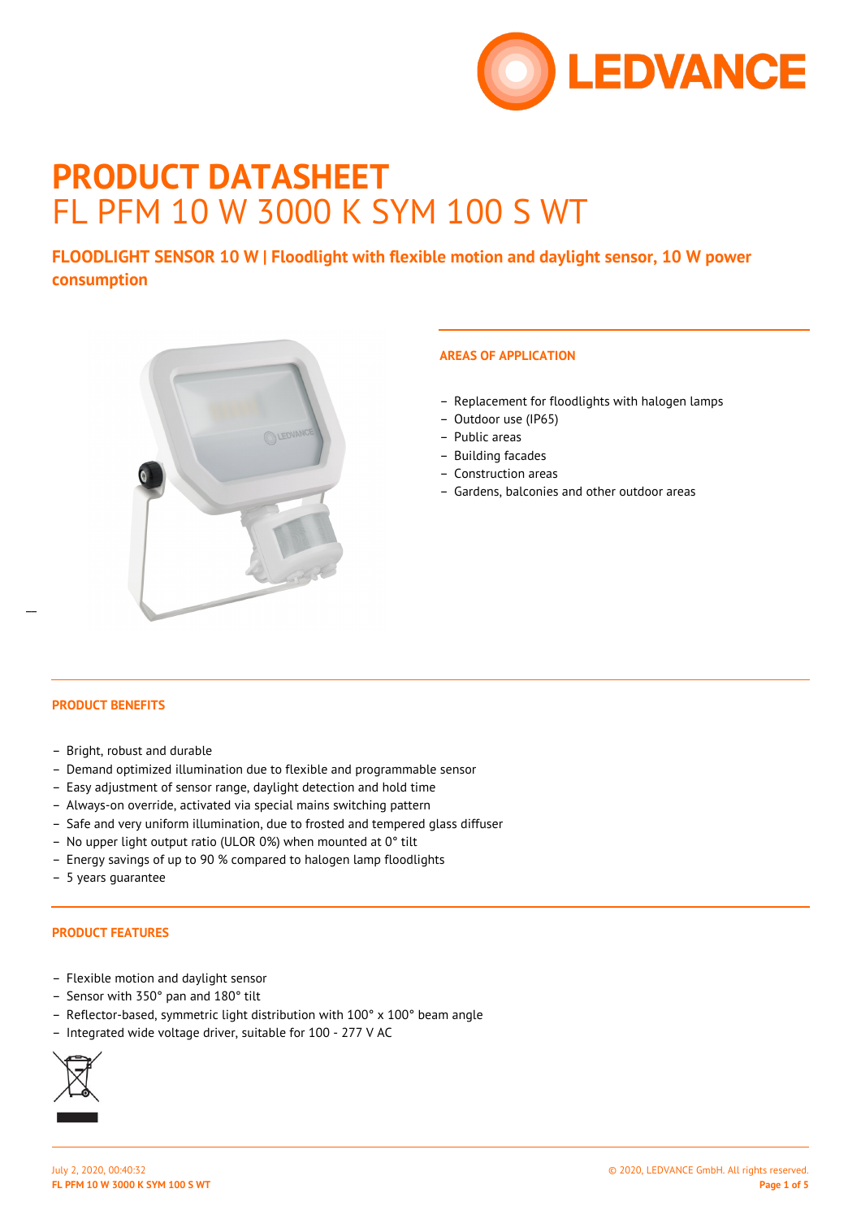# PRODUCT DATASHEET

# FL PFM 10 W 3000 K SYM 100 S WT

**FLOODLIGHT SENSOR 10 W | Floodlight with flexible motion and daylight sensor, 10 W power consumption**

## AREAS OF APPLICATION

- Replacement for floodlights with halogen lamps
- Outdoor use (IP65)
- Public areas
- Building facades
- Construction areas
- Gardens, balconies and other outdoor areas

## PRODUCT BENEFITS

- Bright, robust and durable
- Demand optimized illumination due to flexible and programmable sensor
- Easy adjustment of sensor range, daylight detection and hold time
- Always-on override, activated via special mains switching pattern
- Safe and very uniform illumination, due to frosted and tempered glass diffuser
- No upper light output ratio (ULOR 0%) when mounted at 0° tilt
- Energy savings of up to 90 % compared to halogen lamp floodlights
- 5 years guarantee

## PRODUCT FEATURES

- Flexible motion and daylight sensor
- Sensor with 350° pan and 180° tilt
- Reflector-based, symmetric light distribution with 100° x 100° beam angle
- Integrated wide voltage driver, suitable for 100 - 277 V AC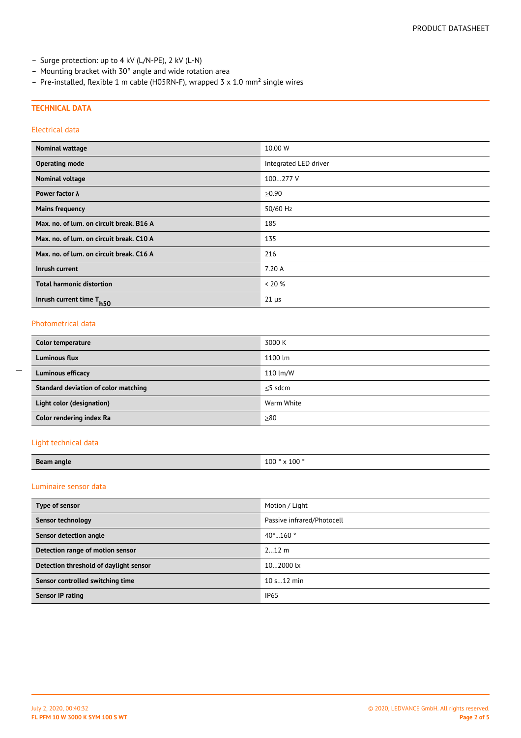- Surge protection: up to 4 kV (L/N-PE), 2 kV (L-N)
- Mounting bracket with 30° angle and wide rotation area
- Pre-installed, flexible 1 m cable (H05RN-F), wrapped 3 x 1.0 mm² single wires

## TECHNICAL DATA

### Electrical data

| | |
|---|---|
| **Nominal wattage** | 10.00 W |
| **Operating mode** | Integrated LED driver |
| **Nominal voltage** | 100…277 V |
| **Power factor λ** | ≥0.90 |
| **Mains frequency** | 50/60 Hz |
| **Max. no. of lum. on circuit break. B16 A** | 185 |
| **Max. no. of lum. on circuit break. C10 A** | 135 |
| **Max. no. of lum. on circuit break. C16 A** | 216 |
| **Inrush current** | 7.20 A |
| **Total harmonic distortion** | < 20 % |
| **Inrush current time $T_{h50}$** | 21 µs |

### Photometrical data

| | |
|---|---|
| **Color temperature** | 3000 K |
| **Luminous flux** | 1100 lm |
| **Luminous efficacy** | 110 lm/W |
| **Standard deviation of color matching** | ≤5 sdcm |
| **Light color (designation)** | Warm White |
| **Color rendering index Ra** | ≥80 |

### Light technical data

| | |
|---|---|
| **Beam angle** | 100 ° x 100 ° |

### Luminaire sensor data

| | |
|---|---|
| **Type of sensor** | Motion / Light |
| **Sensor technology** | Passive infrared/Photocell |
| **Sensor detection angle** | 40°…160 ° |
| **Detection range of motion sensor** | 2…12 m |
| **Detection threshold of daylight sensor** | 10…2000 lx |
| **Sensor controlled switching time** | 10 s…12 min |
| **Sensor IP rating** | IP65 |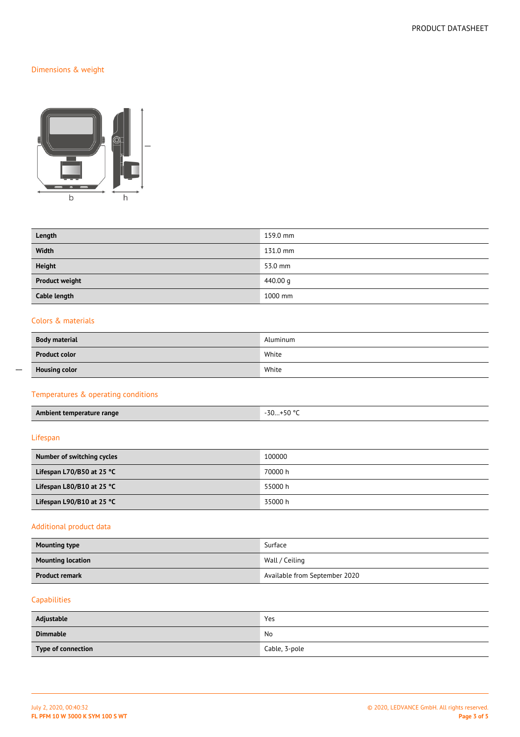## Dimensions & weight

| | |
|---|---|
| **Length** | 159.0 mm |
| **Width** | 131.0 mm |
| **Height** | 53.0 mm |
| **Product weight** | 440.00 g |
| **Cable length** | 1000 mm |

## Colors & materials

| | |
|---|---|
| **Body material** | Aluminum |
| **Product color** | White |
| **Housing color** | White |

## Temperatures & operating conditions

| | |
|---|---|
| **Ambient temperature range** | -30…+50 °C |

## Lifespan

| | |
|---|---|
| **Number of switching cycles** | 100000 |
| **Lifespan L70/B50 at 25 °C** | 70000 h |
| **Lifespan L80/B10 at 25 °C** | 55000 h |
| **Lifespan L90/B10 at 25 °C** | 35000 h |

## Additional product data

| | |
|---|---|
| **Mounting type** | Surface |
| **Mounting location** | Wall / Ceiling |
| **Product remark** | Available from September 2020 |

## Capabilities

| | |
|---|---|
| **Adjustable** | Yes |
| **Dimmable** | No |
| **Type of connection** | Cable, 3-pole |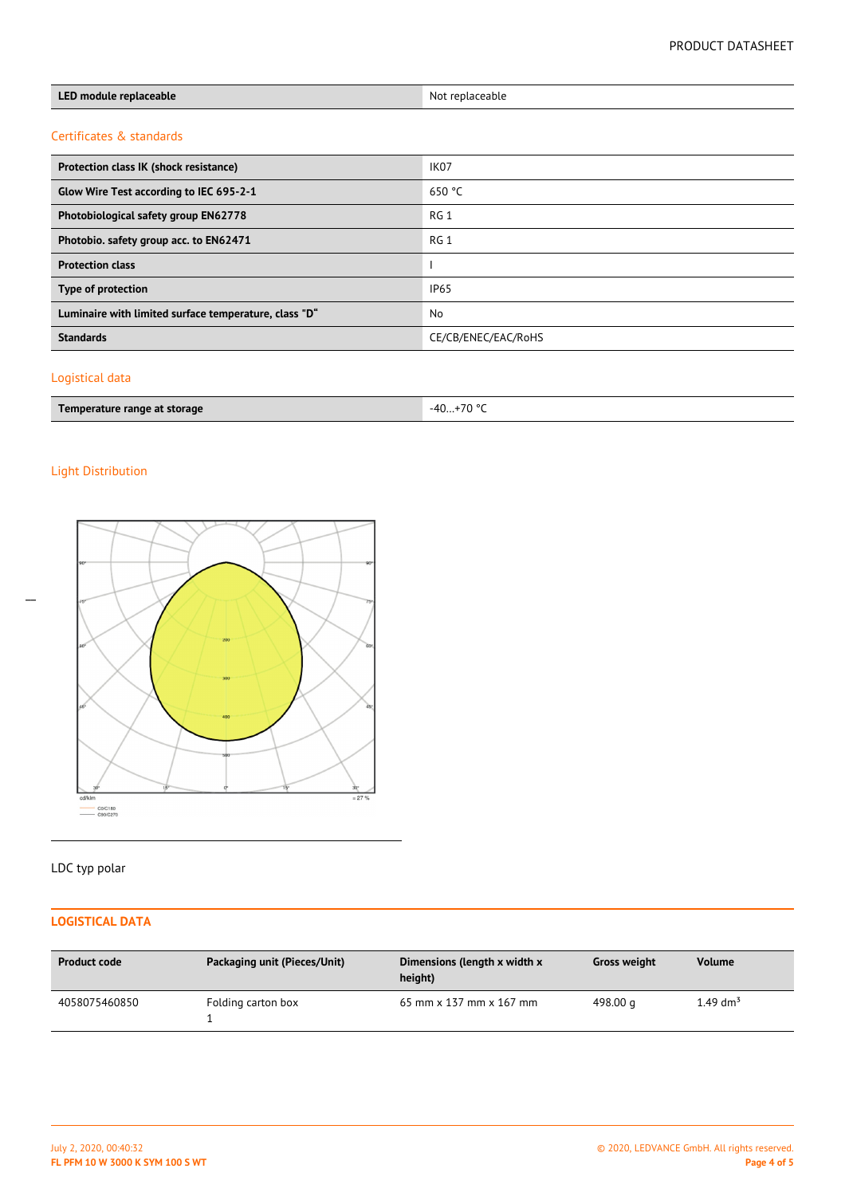| LED module replaceable | Not replaceable |
| --- | --- |

## Certificates & standards

| Protection class IK (shock resistance) | IK07 |
| --- | --- |
| Glow Wire Test according to IEC 695-2-1 | 650 °C |
| Photobiological safety group EN62778 | RG 1 |
| Photobio. safety group acc. to EN62471 | RG 1 |
| Protection class | I |
| Type of protection | IP65 |
| Luminaire with limited surface temperature, class "D" | No |
| Standards | CE/CB/ENEC/EAC/RoHS |

## Logistical data

| Temperature range at storage | -40...+70 °C |
| --- | --- |

## Light Distribution

LDC typ polar

## LOGISTICAL DATA

| Product code | Packaging unit (Pieces/Unit) | Dimensions (length x width x height) | Gross weight | Volume |
| --- | --- | --- | --- | --- |
| 4058075460850 | Folding carton box 1 | 65 mm x 137 mm x 167 mm | 498.00 g | 1.49 dm³ |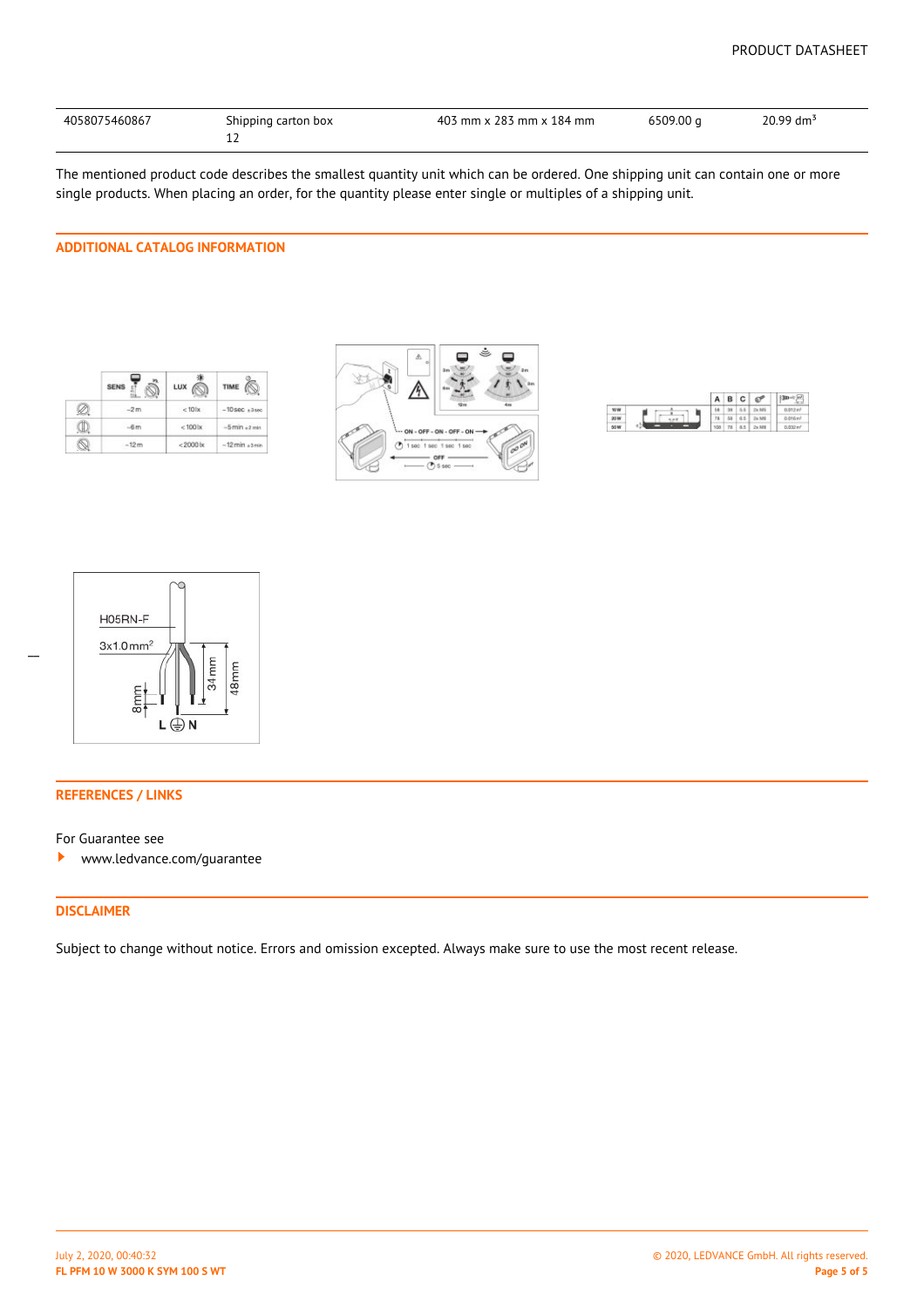| | | | | |
|---|---|---|---|---|
| 4058075460867 | Shipping carton box 12 | 403 mm x 283 mm x 184 mm | 6509.00 g | 20.99 dm³ |

The mentioned product code describes the smallest quantity unit which can be ordered. One shipping unit can contain one or more single products. When placing an order, for the quantity please enter single or multiples of a shipping unit.

## ADDITIONAL CATALOG INFORMATION

## REFERENCES / LINKS

For Guarantee see

- www.ledvance.com/guarantee

## DISCLAIMER

Subject to change without notice. Errors and omission excepted. Always make sure to use the most recent release.